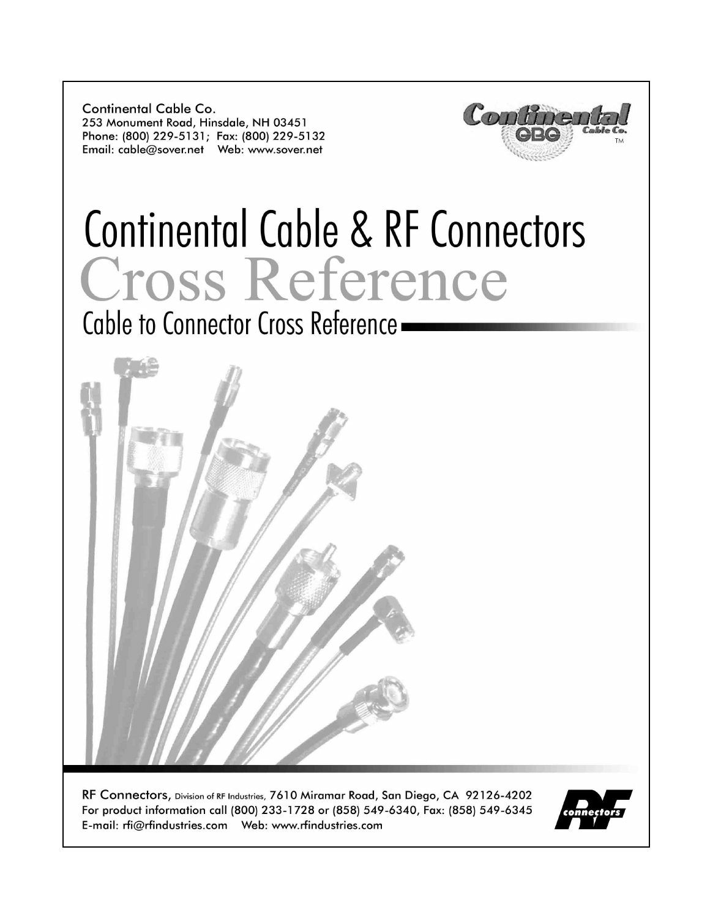Continental Cable Co.
253 Monument Road, Hinsdale, NH 03451
Phone: (800) 229-5131; Fax: (800) 229-5132
Email: cable@sover.net Web: www.sover.net

# Continental Cable & RF Connectors

# Cross Reference

## Cable to Connector Cross Reference

RF Connectors, Division of RF Industries, 7610 Miramar Road, San Diego, CA 92126-4202
For product information call (800) 233-1728 or (858) 549-6340, Fax: (858) 549-6345
E-mail: rfi@rfindustries.com Web: www.rfindustries.com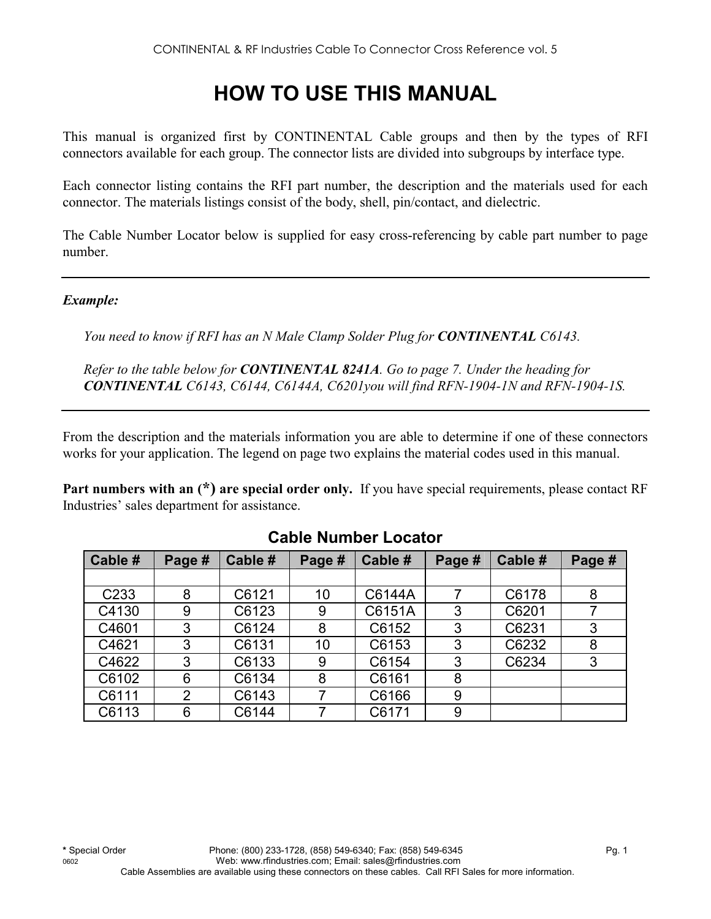# HOW TO USE THIS MANUAL

This manual is organized first by CONTINENTAL Cable groups and then by the types of RFI connectors available for each group. The connector lists are divided into subgroups by interface type.

Each connector listing contains the RFI part number, the description and the materials used for each connector. The materials listings consist of the body, shell, pin/contact, and dielectric.

The Cable Number Locator below is supplied for easy cross-referencing by cable part number to page number.

---

***Example:***

*You need to know if RFI has an N Male Clamp Solder Plug for **CONTINENTAL** C6143.*

*Refer to the table below for **CONTINENTAL 8241A**. Go to page 7. Under the heading for **CONTINENTAL** C6143, C6144, C6144A, C6201you will find RFN-1904-1N and RFN-1904-1S.*

---

From the description and the materials information you are able to determine if one of these connectors works for your application. The legend on page two explains the material codes used in this manual.

**Part numbers with an (\*) are special order only.** If you have special requirements, please contact RF Industries' sales department for assistance.

## Cable Number Locator

| Cable # | Page # | Cable # | Page # | Cable # | Page # | Cable # | Page # |
|---|---|---|---|---|---|---|---|
| | | | | | | | |
| C233 | 8 | C6121 | 10 | C6144A | 7 | C6178 | 8 |
| C4130 | 9 | C6123 | 9 | C6151A | 3 | C6201 | 7 |
| C4601 | 3 | C6124 | 8 | C6152 | 3 | C6231 | 3 |
| C4621 | 3 | C6131 | 10 | C6153 | 3 | C6232 | 8 |
| C4622 | 3 | C6133 | 9 | C6154 | 3 | C6234 | 3 |
| C6102 | 6 | C6134 | 8 | C6161 | 8 | | |
| C6111 | 2 | C6143 | 7 | C6166 | 9 | | |
| C6113 | 6 | C6144 | 7 | C6171 | 9 | | |

Cable Assemblies are available using these connectors on these cables. Call RFI Sales for more information.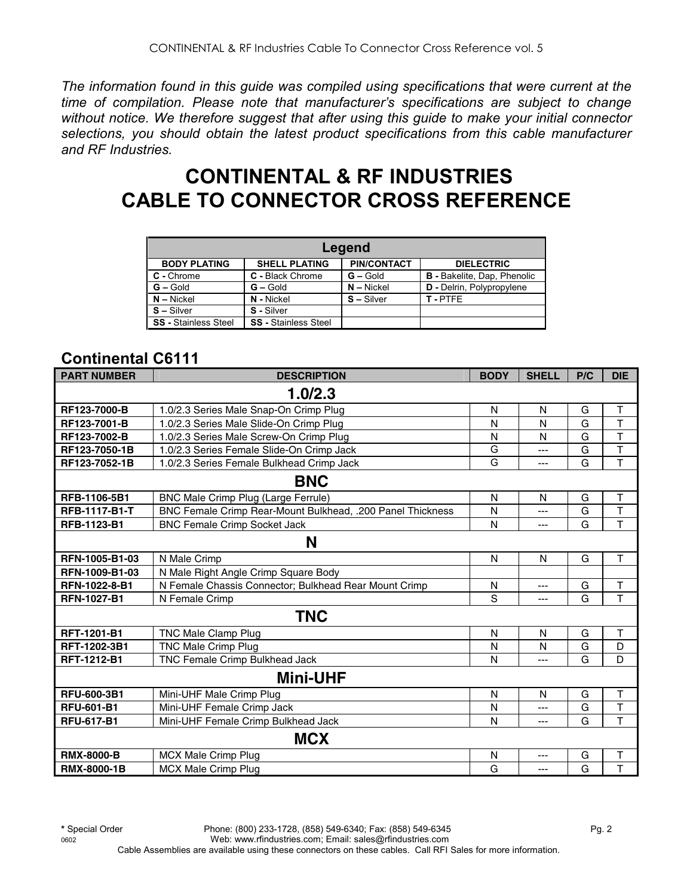*The information found in this guide was compiled using specifications that were current at the time of compilation. Please note that manufacturer's specifications are subject to change without notice. We therefore suggest that after using this guide to make your initial connector selections, you should obtain the latest product specifications from this cable manufacturer and RF Industries.*

# CONTINENTAL & RF INDUSTRIES CABLE TO CONNECTOR CROSS REFERENCE

| Legend | | | |
|---|---|---|---|
| **BODY PLATING** | **SHELL PLATING** | **PIN/CONTACT** | **DIELECTRIC** |
| **C -** Chrome | **C -** Black Chrome | **G –** Gold | **B -** Bakelite, Dap, Phenolic |
| **G –** Gold | **G –** Gold | **N –** Nickel | **D -** Delrin, Polypropylene |
| **N –** Nickel | **N -** Nickel | **S –** Silver | **T -** PTFE |
| **S –** Silver | **S -** Silver | | |
| **SS -** Stainless Steel | **SS -** Stainless Steel | | |

## Continental C6111

| PART NUMBER | DESCRIPTION | BODY | SHELL | P/C | DIE |
|---|---|---|---|---|---|
| | **1.0/2.3** | | | | |
| **RF123-7000-B** | 1.0/2.3 Series Male Snap-On Crimp Plug | N | N | G | T |
| **RF123-7001-B** | 1.0/2.3 Series Male Slide-On Crimp Plug | N | N | G | T |
| **RF123-7002-B** | 1.0/2.3 Series Male Screw-On Crimp Plug | N | N | G | T |
| **RF123-7050-1B** | 1.0/2.3 Series Female Slide-On Crimp Jack | G | --- | G | T |
| **RF123-7052-1B** | 1.0/2.3 Series Female Bulkhead Crimp Jack | G | --- | G | T |
| | **BNC** | | | | |
| **RFB-1106-5B1** | BNC Male Crimp Plug (Large Ferrule) | N | N | G | T |
| **RFB-1117-B1-T** | BNC Female Crimp Rear-Mount Bulkhead, .200 Panel Thickness | N | --- | G | T |
| **RFB-1123-B1** | BNC Female Crimp Socket Jack | N | --- | G | T |
| | **N** | | | | |
| **RFN-1005-B1-03** | N Male Crimp | N | N | G | T |
| **RFN-1009-B1-03** | N Male Right Angle Crimp Square Body | | | | |
| **RFN-1022-8-B1** | N Female Chassis Connector; Bulkhead Rear Mount Crimp | N | --- | G | T |
| **RFN-1027-B1** | N Female Crimp | S | --- | G | T |
| | **TNC** | | | | |
| **RFT-1201-B1** | TNC Male Clamp Plug | N | N | G | T |
| **RFT-1202-3B1** | TNC Male Crimp Plug | N | N | G | D |
| **RFT-1212-B1** | TNC Female Crimp Bulkhead Jack | N | --- | G | D |
| | **Mini-UHF** | | | | |
| **RFU-600-3B1** | Mini-UHF Male Crimp Plug | N | N | G | T |
| **RFU-601-B1** | Mini-UHF Female Crimp Jack | N | --- | G | T |
| **RFU-617-B1** | Mini-UHF Female Crimp Bulkhead Jack | N | --- | G | T |
| | **MCX** | | | | |
| **RMX-8000-B** | MCX Male Crimp Plug | N | --- | G | T |
| **RMX-8000-1B** | MCX Male Crimp Plug | G | --- | G | T |

**\*** Special Order Phone: (800) 233-1728, (858) 549-6340; Fax: (858) 549-6345
Web: www.rfindustries.com; Email: sales@rfindustries.com
Cable Assemblies are available using these connectors on these cables. Call RFI Sales for more information.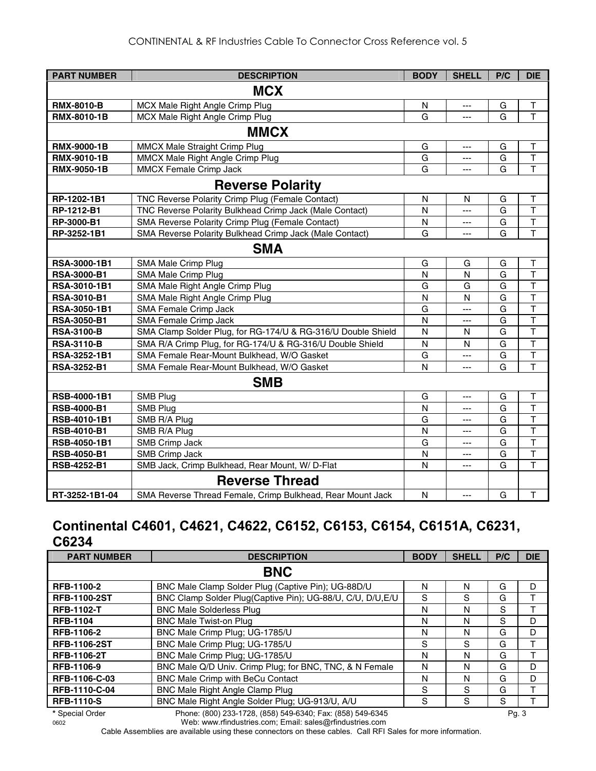| PART NUMBER | DESCRIPTION | BODY | SHELL | P/C | DIE |
|---|---|---|---|---|---|
| | **MCX** | | | | |
| **RMX-8010-B** | MCX Male Right Angle Crimp Plug | N | --- | G | T |
| **RMX-8010-1B** | MCX Male Right Angle Crimp Plug | G | --- | G | T |
| | **MMCX** | | | | |
| **RMX-9000-1B** | MMCX Male Straight Crimp Plug | G | --- | G | T |
| **RMX-9010-1B** | MMCX Male Right Angle Crimp Plug | G | --- | G | T |
| **RMX-9050-1B** | MMCX Female Crimp Jack | G | --- | G | T |
| | **Reverse Polarity** | | | | |
| **RP-1202-1B1** | TNC Reverse Polarity Crimp Plug (Female Contact) | N | N | G | T |
| **RP-1212-B1** | TNC Reverse Polarity Bulkhead Crimp Jack (Male Contact) | N | --- | G | T |
| **RP-3000-B1** | SMA Reverse Polarity Crimp Plug (Female Contact) | N | --- | G | T |
| **RP-3252-1B1** | SMA Reverse Polarity Bulkhead Crimp Jack (Male Contact) | G | --- | G | T |
| | **SMA** | | | | |
| **RSA-3000-1B1** | SMA Male Crimp Plug | G | G | G | T |
| **RSA-3000-B1** | SMA Male Crimp Plug | N | N | G | T |
| **RSA-3010-1B1** | SMA Male Right Angle Crimp Plug | G | G | G | T |
| **RSA-3010-B1** | SMA Male Right Angle Crimp Plug | N | N | G | T |
| **RSA-3050-1B1** | SMA Female Crimp Jack | G | --- | G | T |
| **RSA-3050-B1** | SMA Female Crimp Jack | N | --- | G | T |
| **RSA-3100-B** | SMA Clamp Solder Plug, for RG-174/U & RG-316/U Double Shield | N | N | G | T |
| **RSA-3110-B** | SMA R/A Crimp Plug, for RG-174/U & RG-316/U Double Shield | N | N | G | T |
| **RSA-3252-1B1** | SMA Female Rear-Mount Bulkhead, W/O Gasket | G | --- | G | T |
| **RSA-3252-B1** | SMA Female Rear-Mount Bulkhead, W/O Gasket | N | --- | G | T |
| | **SMB** | | | | |
| **RSB-4000-1B1** | SMB Plug | G | --- | G | T |
| **RSB-4000-B1** | SMB Plug | N | --- | G | T |
| **RSB-4010-1B1** | SMB R/A Plug | G | --- | G | T |
| **RSB-4010-B1** | SMB R/A Plug | N | --- | G | T |
| **RSB-4050-1B1** | SMB Crimp Jack | G | --- | G | T |
| **RSB-4050-B1** | SMB Crimp Jack | N | --- | G | T |
| **RSB-4252-B1** | SMB Jack, Crimp Bulkhead, Rear Mount, W/ D-Flat | N | --- | G | T |
| | **Reverse Thread** | | | | |
| **RT-3252-1B1-04** | SMA Reverse Thread Female, Crimp Bulkhead, Rear Mount Jack | N | --- | G | T |

## Continental C4601, C4621, C4622, C6152, C6153, C6154, C6151A, C6231, C6234

| PART NUMBER | DESCRIPTION | BODY | SHELL | P/C | DIE |
|---|---|---|---|---|---|
| | **BNC** | | | | |
| **RFB-1100-2** | BNC Male Clamp Solder Plug (Captive Pin); UG-88D/U | N | N | G | D |
| **RFB-1100-2ST** | BNC Clamp Solder Plug(Captive Pin); UG-88/U, C/U, D/U,E/U | S | S | G | T |
| **RFB-1102-T** | BNC Male Solderless Plug | N | N | S | T |
| **RFB-1104** | BNC Male Twist-on Plug | N | N | S | D |
| **RFB-1106-2** | BNC Male Crimp Plug; UG-1785/U | N | N | G | D |
| **RFB-1106-2ST** | BNC Male Crimp Plug; UG-1785/U | S | S | G | T |
| **RFB-1106-2T** | BNC Male Crimp Plug; UG-1785/U | N | N | G | T |
| **RFB-1106-9** | BNC Male Q/D Univ. Crimp Plug; for BNC, TNC, & N Female | N | N | G | D |
| **RFB-1106-C-03** | BNC Male Crimp with BeCu Contact | N | N | G | D |
| **RFB-1110-C-04** | BNC Male Right Angle Clamp Plug | S | S | G | T |
| **RFB-1110-S** | BNC Male Right Angle Solder Plug; UG-913/U, A/U | S | S | S | T |

* Special Order

Phone: (800) 233-1728, (858) 549-6340; Fax: (858) 549-6345
Web: www.rfindustries.com; Email: sales@rfindustries.com

Cable Assemblies are available using these connectors on these cables. Call RFI Sales for more information.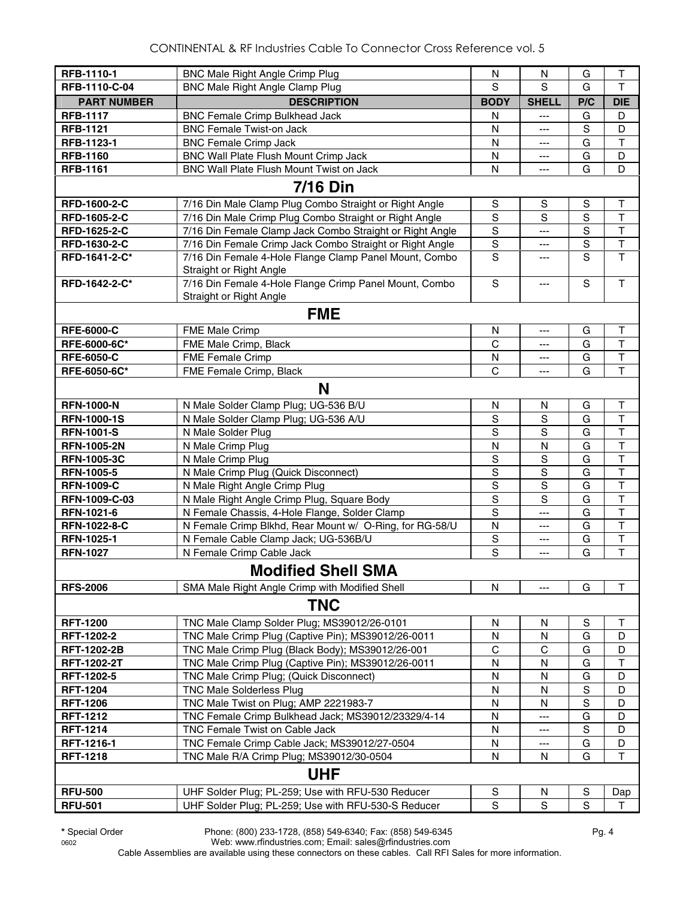| PART NUMBER | DESCRIPTION | BODY | SHELL | P/C | DIE |
|---|---|---|---|---|---|
| **RFB-1110-1** | BNC Male Right Angle Crimp Plug | N | N | G | T |
| **RFB-1110-C-04** | BNC Male Right Angle Clamp Plug | S | S | G | T |
| **RFB-1117** | BNC Female Crimp Bulkhead Jack | N | --- | G | D |
| **RFB-1121** | BNC Female Twist-on Jack | N | --- | S | D |
| **RFB-1123-1** | BNC Female Crimp Jack | N | --- | G | T |
| **RFB-1160** | BNC Wall Plate Flush Mount Crimp Jack | N | --- | G | D |
| **RFB-1161** | BNC Wall Plate Flush Mount Twist on Jack | N | --- | G | D |
| **7/16 Din** | | | | | |
| **RFD-1600-2-C** | 7/16 Din Male Clamp Plug Combo Straight or Right Angle | S | S | S | T |
| **RFD-1605-2-C** | 7/16 Din Male Crimp Plug Combo Straight or Right Angle | S | S | S | T |
| **RFD-1625-2-C** | 7/16 Din Female Clamp Jack Combo Straight or Right Angle | S | --- | S | T |
| **RFD-1630-2-C** | 7/16 Din Female Crimp Jack Combo Straight or Right Angle | S | --- | S | T |
| **RFD-1641-2-C*** | 7/16 Din Female 4-Hole Flange Clamp Panel Mount, Combo Straight or Right Angle | S | --- | S | T |
| **RFD-1642-2-C*** | 7/16 Din Female 4-Hole Flange Crimp Panel Mount, Combo Straight or Right Angle | S | --- | S | T |
| **FME** | | | | | |
| **RFE-6000-C** | FME Male Crimp | N | --- | G | T |
| **RFE-6000-6C*** | FME Male Crimp, Black | C | --- | G | T |
| **RFE-6050-C** | FME Female Crimp | N | --- | G | T |
| **RFE-6050-6C*** | FME Female Crimp, Black | C | --- | G | T |
| **N** | | | | | |
| **RFN-1000-N** | N Male Solder Clamp Plug; UG-536 B/U | N | N | G | T |
| **RFN-1000-1S** | N Male Solder Clamp Plug; UG-536 A/U | S | S | G | T |
| **RFN-1001-S** | N Male Solder Plug | S | S | G | T |
| **RFN-1005-2N** | N Male Crimp Plug | N | N | G | T |
| **RFN-1005-3C** | N Male Crimp Plug | S | S | G | T |
| **RFN-1005-5** | N Male Crimp Plug (Quick Disconnect) | S | S | G | T |
| **RFN-1009-C** | N Male Right Angle Crimp Plug | S | S | G | T |
| **RFN-1009-C-03** | N Male Right Angle Crimp Plug, Square Body | S | S | G | T |
| **RFN-1021-6** | N Female Chassis, 4-Hole Flange, Solder Clamp | S | --- | G | T |
| **RFN-1022-8-C** | N Female Crimp Blkhd, Rear Mount w/ O-Ring, for RG-58/U | N | --- | G | T |
| **RFN-1025-1** | N Female Cable Clamp Jack; UG-536B/U | S | --- | G | T |
| **RFN-1027** | N Female Crimp Cable Jack | S | --- | G | T |
| **Modified Shell SMA** | | | | | |
| **RFS-2006** | SMA Male Right Angle Crimp with Modified Shell | N | --- | G | T |
| **TNC** | | | | | |
| **RFT-1200** | TNC Male Clamp Solder Plug; MS39012/26-0101 | N | N | S | T |
| **RFT-1202-2** | TNC Male Crimp Plug (Captive Pin); MS39012/26-0011 | N | N | G | D |
| **RFT-1202-2B** | TNC Male Crimp Plug (Black Body); MS39012/26-001 | C | C | G | D |
| **RFT-1202-2T** | TNC Male Crimp Plug (Captive Pin); MS39012/26-0011 | N | N | G | T |
| **RFT-1202-5** | TNC Male Crimp Plug; (Quick Disconnect) | N | N | G | D |
| **RFT-1204** | TNC Male Solderless Plug | N | N | S | D |
| **RFT-1206** | TNC Male Twist on Plug; AMP 2221983-7 | N | N | S | D |
| **RFT-1212** | TNC Female Crimp Bulkhead Jack; MS39012/23329/4-14 | N | --- | G | D |
| **RFT-1214** | TNC Female Twist on Cable Jack | N | --- | S | D |
| **RFT-1216-1** | TNC Female Crimp Cable Jack; MS39012/27-0504 | N | --- | G | D |
| **RFT-1218** | TNC Male R/A Crimp Plug; MS39012/30-0504 | N | N | G | T |
| **UHF** | | | | | |
| **RFU-500** | UHF Solder Plug; PL-259; Use with RFU-530 Reducer | S | N | S | Dap |
| **RFU-501** | UHF Solder Plug; PL-259; Use with RFU-530-S Reducer | S | S | S | T |

**\*** Special Order

Phone: (800) 233-1728, (858) 549-6340; Fax: (858) 549-6345
Web: www.rfindustries.com; Email: sales@rfindustries.com

Cable Assemblies are available using these connectors on these cables. Call RFI Sales for more information.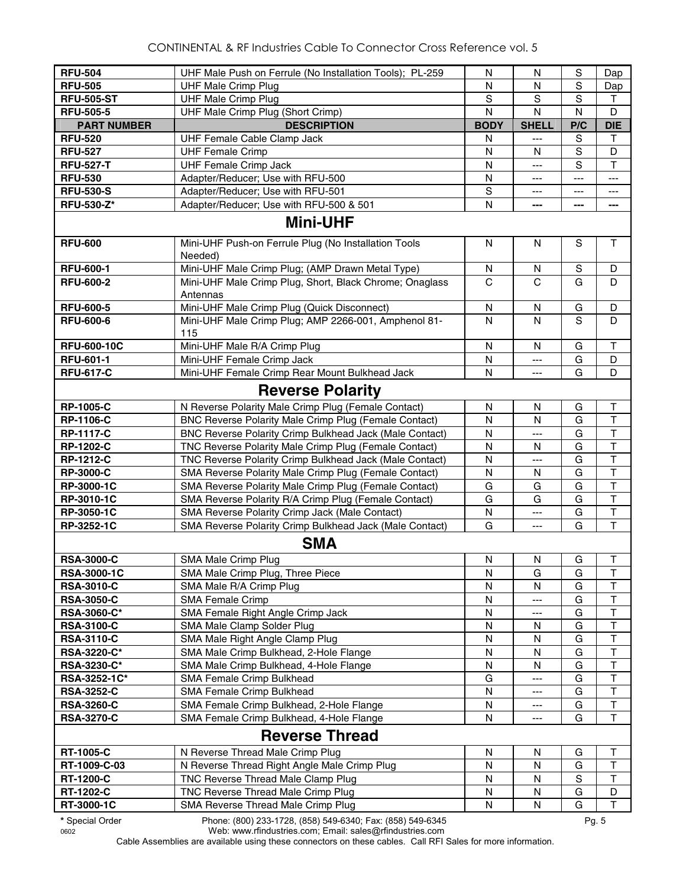| RFU-504 | UHF Male Push on Ferrule (No Installation Tools); PL-259 | N | N | S | Dap |
|---|---|---|---|---|---|
| RFU-505 | UHF Male Crimp Plug | N | N | S | Dap |
| RFU-505-ST | UHF Male Crimp Plug | S | S | S | T |
| RFU-505-5 | UHF Male Crimp Plug (Short Crimp) | N | N | N | D |
| **PART NUMBER** | **DESCRIPTION** | **BODY** | **SHELL** | **P/C** | **DIE** |
| RFU-520 | UHF Female Cable Clamp Jack | N | --- | S | T |
| RFU-527 | UHF Female Crimp | N | N | S | D |
| RFU-527-T | UHF Female Crimp Jack | N | --- | S | T |
| RFU-530 | Adapter/Reducer; Use with RFU-500 | N | --- | --- | --- |
| RFU-530-S | Adapter/Reducer; Use with RFU-501 | S | --- | --- | --- |
| RFU-530-Z* | Adapter/Reducer; Use with RFU-500 & 501 | N | --- | --- | --- |
| | **Mini-UHF** | | | | |
| RFU-600 | Mini-UHF Push-on Ferrule Plug (No Installation Tools Needed) | N | N | S | T |
| RFU-600-1 | Mini-UHF Male Crimp Plug; (AMP Drawn Metal Type) | N | N | S | D |
| RFU-600-2 | Mini-UHF Male Crimp Plug, Short, Black Chrome; Onaglass Antennas | C | C | G | D |
| RFU-600-5 | Mini-UHF Male Crimp Plug (Quick Disconnect) | N | N | G | D |
| RFU-600-6 | Mini-UHF Male Crimp Plug; AMP 2266-001, Amphenol 81-115 | N | N | S | D |
| RFU-600-10C | Mini-UHF Male R/A Crimp Plug | N | N | G | T |
| RFU-601-1 | Mini-UHF Female Crimp Jack | N | --- | G | D |
| RFU-617-C | Mini-UHF Female Crimp Rear Mount Bulkhead Jack | N | --- | G | D |
| | **Reverse Polarity** | | | | |
| RP-1005-C | N Reverse Polarity Male Crimp Plug (Female Contact) | N | N | G | T |
| RP-1106-C | BNC Reverse Polarity Male Crimp Plug (Female Contact) | N | N | G | T |
| RP-1117-C | BNC Reverse Polarity Crimp Bulkhead Jack (Male Contact) | N | --- | G | T |
| RP-1202-C | TNC Reverse Polarity Male Crimp Plug (Female Contact) | N | N | G | T |
| RP-1212-C | TNC Reverse Polarity Crimp Bulkhead Jack (Male Contact) | N | --- | G | T |
| RP-3000-C | SMA Reverse Polarity Male Crimp Plug (Female Contact) | N | N | G | T |
| RP-3000-1C | SMA Reverse Polarity Male Crimp Plug (Female Contact) | G | G | G | T |
| RP-3010-1C | SMA Reverse Polarity R/A Crimp Plug (Female Contact) | G | G | G | T |
| RP-3050-1C | SMA Reverse Polarity Crimp Jack (Male Contact) | N | --- | G | T |
| RP-3252-1C | SMA Reverse Polarity Crimp Bulkhead Jack (Male Contact) | G | --- | G | T |
| | **SMA** | | | | |
| RSA-3000-C | SMA Male Crimp Plug | N | N | G | T |
| RSA-3000-1C | SMA Male Crimp Plug, Three Piece | N | G | G | T |
| RSA-3010-C | SMA Male R/A Crimp Plug | N | N | G | T |
| RSA-3050-C | SMA Female Crimp | N | --- | G | T |
| RSA-3060-C* | SMA Female Right Angle Crimp Jack | N | --- | G | T |
| RSA-3100-C | SMA Male Clamp Solder Plug | N | N | G | T |
| RSA-3110-C | SMA Male Right Angle Clamp Plug | N | N | G | T |
| RSA-3220-C* | SMA Male Crimp Bulkhead, 2-Hole Flange | N | N | G | T |
| RSA-3230-C* | SMA Male Crimp Bulkhead, 4-Hole Flange | N | N | G | T |
| RSA-3252-1C* | SMA Female Crimp Bulkhead | G | --- | G | T |
| RSA-3252-C | SMA Female Crimp Bulkhead | N | --- | G | T |
| RSA-3260-C | SMA Female Crimp Bulkhead, 2-Hole Flange | N | --- | G | T |
| RSA-3270-C | SMA Female Crimp Bulkhead, 4-Hole Flange | N | --- | G | T |
| | **Reverse Thread** | | | | |
| RT-1005-C | N Reverse Thread Male Crimp Plug | N | N | G | T |
| RT-1009-C-03 | N Reverse Thread Right Angle Male Crimp Plug | N | N | G | T |
| RT-1200-C | TNC Reverse Thread Male Clamp Plug | N | N | S | T |
| RT-1202-C | TNC Reverse Thread Male Crimp Plug | N | N | G | D |
| RT-3000-1C | SMA Reverse Thread Male Crimp Plug | N | N | G | T |

* Special Order

Phone: (800) 233-1728, (858) 549-6340; Fax: (858) 549-6345
Web: www.rfindustries.com; Email: sales@rfindustries.com

Cable Assemblies are available using these connectors on these cables. Call RFI Sales for more information.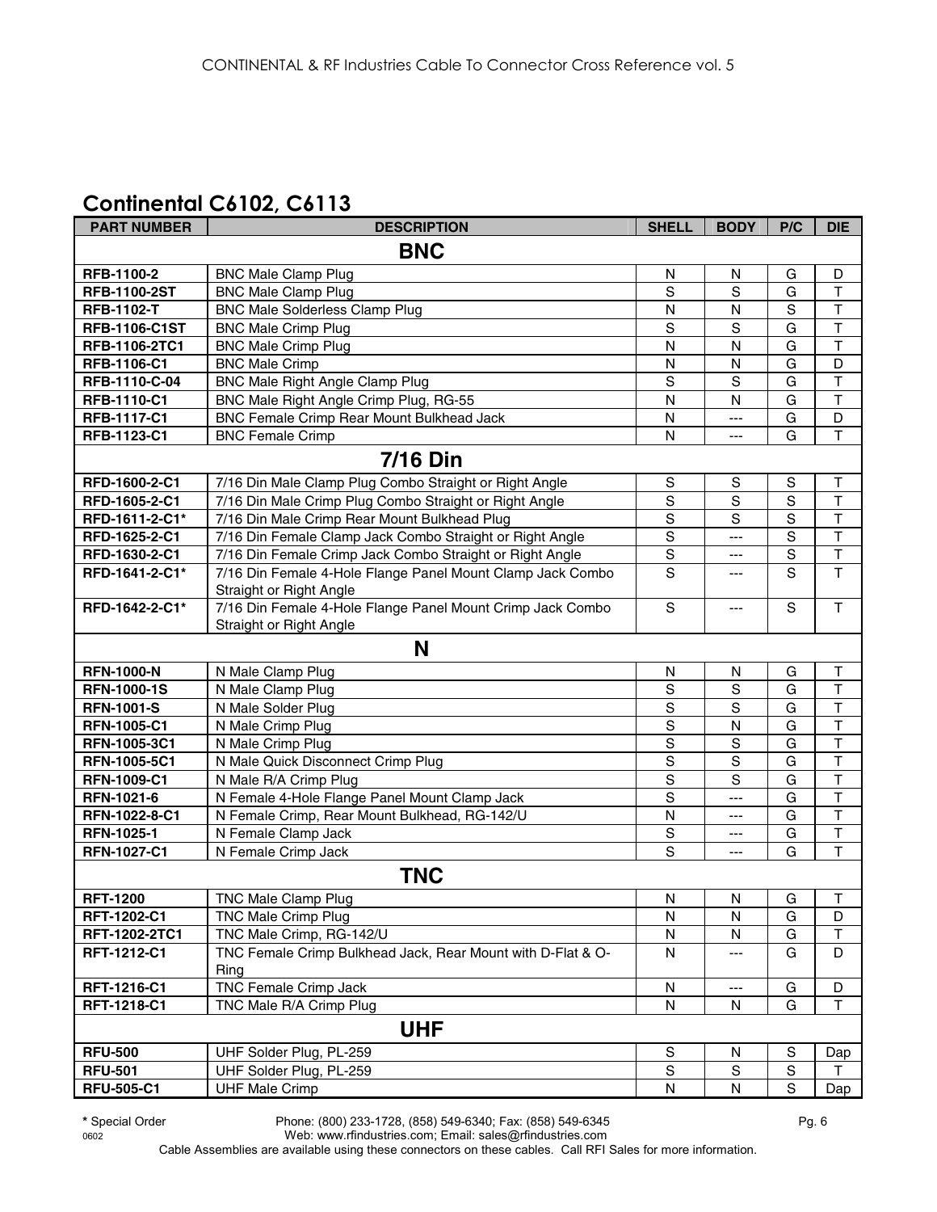## Continental C6102, C6113

| PART NUMBER | DESCRIPTION | SHELL | BODY | P/C | DIE |
|---|---|---|---|---|---|
| **BNC** | | | | | |
| **RFB-1100-2** | BNC Male Clamp Plug | N | N | G | D |
| **RFB-1100-2ST** | BNC Male Clamp Plug | S | S | G | T |
| **RFB-1102-T** | BNC Male Solderless Clamp Plug | N | N | S | T |
| **RFB-1106-C1ST** | BNC Male Crimp Plug | S | S | G | T |
| **RFB-1106-2TC1** | BNC Male Crimp Plug | N | N | G | T |
| **RFB-1106-C1** | BNC Male Crimp | N | N | G | D |
| **RFB-1110-C-04** | BNC Male Right Angle Clamp Plug | S | S | G | T |
| **RFB-1110-C1** | BNC Male Right Angle Crimp Plug, RG-55 | N | N | G | T |
| **RFB-1117-C1** | BNC Female Crimp Rear Mount Bulkhead Jack | N | --- | G | D |
| **RFB-1123-C1** | BNC Female Crimp | N | --- | G | T |
| **7/16 Din** | | | | | |
| **RFD-1600-2-C1** | 7/16 Din Male Clamp Plug Combo Straight or Right Angle | S | S | S | T |
| **RFD-1605-2-C1** | 7/16 Din Male Crimp Plug Combo Straight or Right Angle | S | S | S | T |
| **RFD-1611-2-C1*** | 7/16 Din Male Crimp Rear Mount Bulkhead Plug | S | S | S | T |
| **RFD-1625-2-C1** | 7/16 Din Female Clamp Jack Combo Straight or Right Angle | S | --- | S | T |
| **RFD-1630-2-C1** | 7/16 Din Female Crimp Jack Combo Straight or Right Angle | S | --- | S | T |
| **RFD-1641-2-C1*** | 7/16 Din Female 4-Hole Flange Panel Mount Clamp Jack Combo Straight or Right Angle | S | --- | S | T |
| **RFD-1642-2-C1*** | 7/16 Din Female 4-Hole Flange Panel Mount Crimp Jack Combo Straight or Right Angle | S | --- | S | T |
| **N** | | | | | |
| **RFN-1000-N** | N Male Clamp Plug | N | N | G | T |
| **RFN-1000-1S** | N Male Clamp Plug | S | S | G | T |
| **RFN-1001-S** | N Male Solder Plug | S | S | G | T |
| **RFN-1005-C1** | N Male Crimp Plug | S | N | G | T |
| **RFN-1005-3C1** | N Male Crimp Plug | S | S | G | T |
| **RFN-1005-5C1** | N Male Quick Disconnect Crimp Plug | S | S | G | T |
| **RFN-1009-C1** | N Male R/A Crimp Plug | S | S | G | T |
| **RFN-1021-6** | N Female 4-Hole Flange Panel Mount Clamp Jack | S | --- | G | T |
| **RFN-1022-8-C1** | N Female Crimp, Rear Mount Bulkhead, RG-142/U | N | --- | G | T |
| **RFN-1025-1** | N Female Clamp Jack | S | --- | G | T |
| **RFN-1027-C1** | N Female Crimp Jack | S | --- | G | T |
| **TNC** | | | | | |
| **RFT-1200** | TNC Male Clamp Plug | N | N | G | T |
| **RFT-1202-C1** | TNC Male Crimp Plug | N | N | G | D |
| **RFT-1202-2TC1** | TNC Male Crimp, RG-142/U | N | N | G | T |
| **RFT-1212-C1** | TNC Female Crimp Bulkhead Jack, Rear Mount with D-Flat & O-Ring | N | --- | G | D |
| **RFT-1216-C1** | TNC Female Crimp Jack | N | --- | G | D |
| **RFT-1218-C1** | TNC Male R/A Crimp Plug | N | N | G | T |
| **UHF** | | | | | |
| **RFU-500** | UHF Solder Plug, PL-259 | S | N | S | Dap |
| **RFU-501** | UHF Solder Plug, PL-259 | S | S | S | T |
| **RFU-505-C1** | UHF Male Crimp | N | N | S | Dap |

**\*** Special Order    Phone: (800) 233-1728, (858) 549-6340; Fax: (858) 549-6345
Web: www.rfindustries.com; Email: sales@rfindustries.com
Cable Assemblies are available using these connectors on these cables. Call RFI Sales for more information.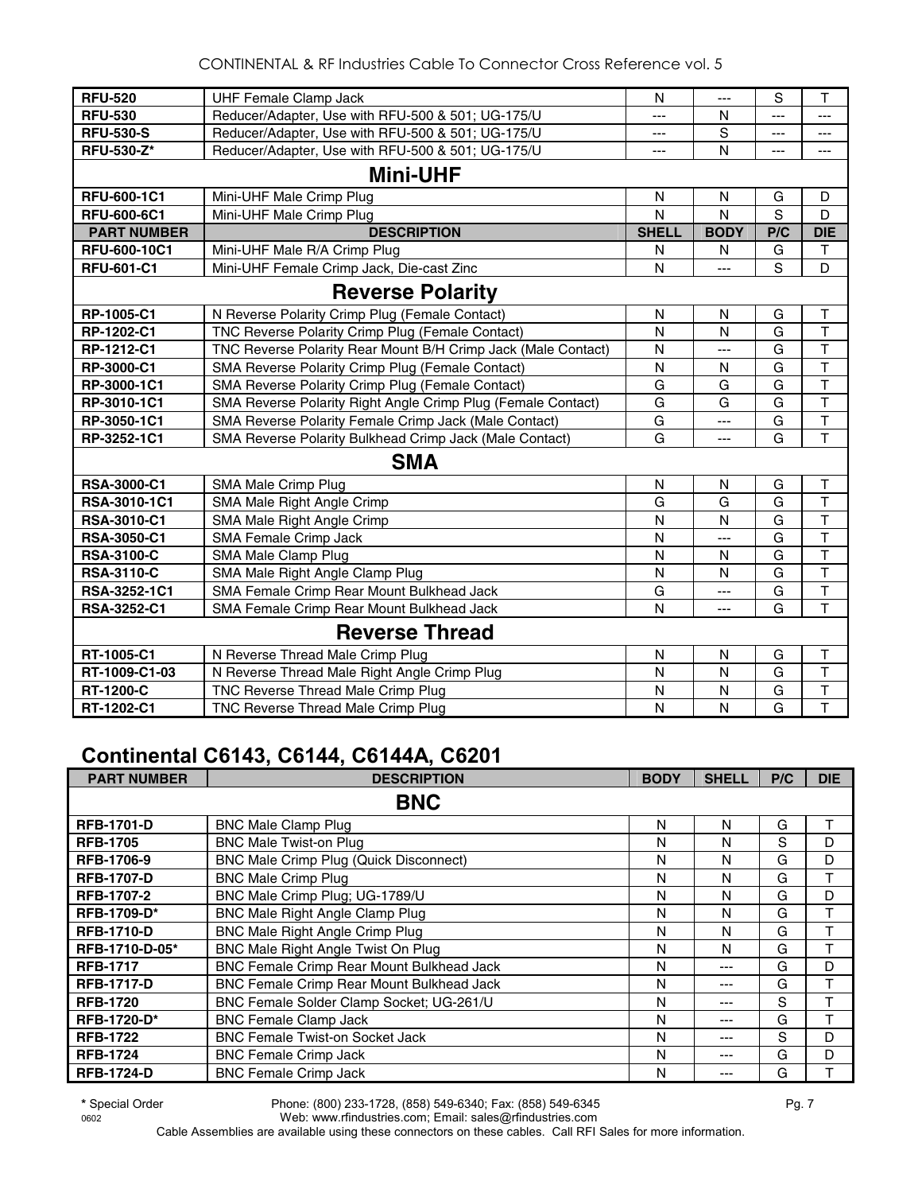| RFU-520 | UHF Female Clamp Jack | N | --- | S | T |
|---|---|---|---|---|---|
| **RFU-530** | Reducer/Adapter, Use with RFU-500 & 501; UG-175/U | --- | N | --- | --- |
| **RFU-530-S** | Reducer/Adapter, Use with RFU-500 & 501; UG-175/U | --- | S | --- | --- |
| **RFU-530-Z*** | Reducer/Adapter, Use with RFU-500 & 501; UG-175/U | --- | N | --- | --- |
| | **Mini-UHF** | | | | |
| **RFU-600-1C1** | Mini-UHF Male Crimp Plug | N | N | G | D |
| **RFU-600-6C1** | Mini-UHF Male Crimp Plug | N | N | S | D |
| **PART NUMBER** | **DESCRIPTION** | **SHELL** | **BODY** | **P/C** | **DIE** |
| **RFU-600-10C1** | Mini-UHF Male R/A Crimp Plug | N | N | G | T |
| **RFU-601-C1** | Mini-UHF Female Crimp Jack, Die-cast Zinc | N | --- | S | D |
| | **Reverse Polarity** | | | | |
| **RP-1005-C1** | N Reverse Polarity Crimp Plug (Female Contact) | N | N | G | T |
| **RP-1202-C1** | TNC Reverse Polarity Crimp Plug (Female Contact) | N | N | G | T |
| **RP-1212-C1** | TNC Reverse Polarity Rear Mount B/H Crimp Jack (Male Contact) | N | --- | G | T |
| **RP-3000-C1** | SMA Reverse Polarity Crimp Plug (Female Contact) | N | N | G | T |
| **RP-3000-1C1** | SMA Reverse Polarity Crimp Plug (Female Contact) | G | G | G | T |
| **RP-3010-1C1** | SMA Reverse Polarity Right Angle Crimp Plug (Female Contact) | G | G | G | T |
| **RP-3050-1C1** | SMA Reverse Polarity Female Crimp Jack (Male Contact) | G | --- | G | T |
| **RP-3252-1C1** | SMA Reverse Polarity Bulkhead Crimp Jack (Male Contact) | G | --- | G | T |
| | **SMA** | | | | |
| **RSA-3000-C1** | SMA Male Crimp Plug | N | N | G | T |
| **RSA-3010-1C1** | SMA Male Right Angle Crimp | G | G | G | T |
| **RSA-3010-C1** | SMA Male Right Angle Crimp | N | N | G | T |
| **RSA-3050-C1** | SMA Female Crimp Jack | N | --- | G | T |
| **RSA-3100-C** | SMA Male Clamp Plug | N | N | G | T |
| **RSA-3110-C** | SMA Male Right Angle Clamp Plug | N | N | G | T |
| **RSA-3252-1C1** | SMA Female Crimp Rear Mount Bulkhead Jack | G | --- | G | T |
| **RSA-3252-C1** | SMA Female Crimp Rear Mount Bulkhead Jack | N | --- | G | T |
| | **Reverse Thread** | | | | |
| **RT-1005-C1** | N Reverse Thread Male Crimp Plug | N | N | G | T |
| **RT-1009-C1-03** | N Reverse Thread Male Right Angle Crimp Plug | N | N | G | T |
| **RT-1200-C** | TNC Reverse Thread Male Crimp Plug | N | N | G | T |
| **RT-1202-C1** | TNC Reverse Thread Male Crimp Plug | N | N | G | T |

## Continental C6143, C6144, C6144A, C6201

| PART NUMBER | DESCRIPTION | BODY | SHELL | P/C | DIE |
|---|---|---|---|---|---|
| | **BNC** | | | | |
| **RFB-1701-D** | BNC Male Clamp Plug | N | N | G | T |
| **RFB-1705** | BNC Male Twist-on Plug | N | N | S | D |
| **RFB-1706-9** | BNC Male Crimp Plug (Quick Disconnect) | N | N | G | D |
| **RFB-1707-D** | BNC Male Crimp Plug | N | N | G | T |
| **RFB-1707-2** | BNC Male Crimp Plug; UG-1789/U | N | N | G | D |
| **RFB-1709-D*** | BNC Male Right Angle Clamp Plug | N | N | G | T |
| **RFB-1710-D** | BNC Male Right Angle Crimp Plug | N | N | G | T |
| **RFB-1710-D-05*** | BNC Male Right Angle Twist On Plug | N | N | G | T |
| **RFB-1717** | BNC Female Crimp Rear Mount Bulkhead Jack | N | --- | G | D |
| **RFB-1717-D** | BNC Female Crimp Rear Mount Bulkhead Jack | N | --- | G | T |
| **RFB-1720** | BNC Female Solder Clamp Socket; UG-261/U | N | --- | S | T |
| **RFB-1720-D*** | BNC Female Clamp Jack | N | --- | G | T |
| **RFB-1722** | BNC Female Twist-on Socket Jack | N | --- | S | D |
| **RFB-1724** | BNC Female Crimp Jack | N | --- | G | D |
| **RFB-1724-D** | BNC Female Crimp Jack | N | --- | G | T |

**\*** Special Order    Phone: (800) 233-1728, (858) 549-6340; Fax: (858) 549-6345
Web: www.rfindustries.com; Email: sales@rfindustries.com
Cable Assemblies are available using these connectors on these cables. Call RFI Sales for more information.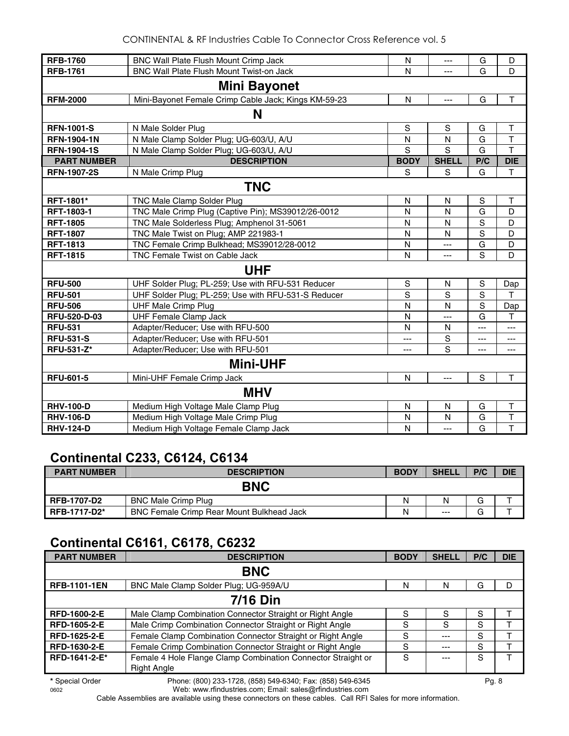| | | | | | |
|---|---|---|---|---|---|
| **RFB-1760** | BNC Wall Plate Flush Mount Crimp Jack | N | --- | G | D |
| **RFB-1761** | BNC Wall Plate Flush Mount Twist-on Jack | N | --- | G | D |
| | **Mini Bayonet** | | | | |
| **RFM-2000** | Mini-Bayonet Female Crimp Cable Jack; Kings KM-59-23 | N | --- | G | T |
| | **N** | | | | |
| **RFN-1001-S** | N Male Solder Plug | S | S | G | T |
| **RFN-1904-1N** | N Male Clamp Solder Plug; UG-603/U, A/U | N | N | G | T |
| **RFN-1904-1S** | N Male Clamp Solder Plug; UG-603/U, A/U | S | S | G | T |
| **PART NUMBER** | **DESCRIPTION** | **BODY** | **SHELL** | **P/C** | **DIE** |
| **RFN-1907-2S** | N Male Crimp Plug | S | S | G | T |
| | **TNC** | | | | |
| **RFT-1801*** | TNC Male Clamp Solder Plug | N | N | S | T |
| **RFT-1803-1** | TNC Male Crimp Plug (Captive Pin); MS39012/26-0012 | N | N | G | D |
| **RFT-1805** | TNC Male Solderless Plug; Amphenol 31-5061 | N | N | S | D |
| **RFT-1807** | TNC Male Twist on Plug; AMP 221983-1 | N | N | S | D |
| **RFT-1813** | TNC Female Crimp Bulkhead; MS39012/28-0012 | N | --- | G | D |
| **RFT-1815** | TNC Female Twist on Cable Jack | N | --- | S | D |
| | **UHF** | | | | |
| **RFU-500** | UHF Solder Plug; PL-259; Use with RFU-531 Reducer | S | N | S | Dap |
| **RFU-501** | UHF Solder Plug; PL-259; Use with RFU-531-S Reducer | S | S | S | T |
| **RFU-506** | UHF Male Crimp Plug | N | N | S | Dap |
| **RFU-520-D-03** | UHF Female Clamp Jack | N | --- | G | T |
| **RFU-531** | Adapter/Reducer; Use with RFU-500 | N | N | --- | --- |
| **RFU-531-S** | Adapter/Reducer; Use with RFU-501 | --- | S | --- | --- |
| **RFU-531-Z*** | Adapter/Reducer; Use with RFU-501 | --- | S | --- | --- |
| | **Mini-UHF** | | | | |
| **RFU-601-5** | Mini-UHF Female Crimp Jack | N | --- | S | T |
| | **MHV** | | | | |
| **RHV-100-D** | Medium High Voltage Male Clamp Plug | N | N | G | T |
| **RHV-106-D** | Medium High Voltage Male Crimp Plug | N | N | G | T |
| **RHV-124-D** | Medium High Voltage Female Clamp Jack | N | --- | G | T |

## Continental C233, C6124, C6134

| PART NUMBER | DESCRIPTION | BODY | SHELL | P/C | DIE |
|---|---|---|---|---|---|
| | **BNC** | | | | |
| **RFB-1707-D2** | BNC Male Crimp Plug | N | N | G | T |
| **RFB-1717-D2*** | BNC Female Crimp Rear Mount Bulkhead Jack | N | --- | G | T |

## Continental C6161, C6178, C6232

| PART NUMBER | DESCRIPTION | BODY | SHELL | P/C | DIE |
|---|---|---|---|---|---|
| | **BNC** | | | | |
| **RFB-1101-1EN** | BNC Male Clamp Solder Plug; UG-959A/U | N | N | G | D |
| | **7/16 Din** | | | | |
| **RFD-1600-2-E** | Male Clamp Combination Connector Straight or Right Angle | S | S | S | T |
| **RFD-1605-2-E** | Male Crimp Combination Connector Straight or Right Angle | S | S | S | T |
| **RFD-1625-2-E** | Female Clamp Combination Connector Straight or Right Angle | S | --- | S | T |
| **RFD-1630-2-E** | Female Crimp Combination Connector Straight or Right Angle | S | --- | S | T |
| **RFD-1641-2-E*** | Female 4 Hole Flange Clamp Combination Connector Straight or Right Angle | S | --- | S | T |

**\*** Special Order — Phone: (800) 233-1728, (858) 549-6340; Fax: (858) 549-6345 — Web: www.rfindustries.com; Email: sales@rfindustries.com

Cable Assemblies are available using these connectors on these cables. Call RFI Sales for more information.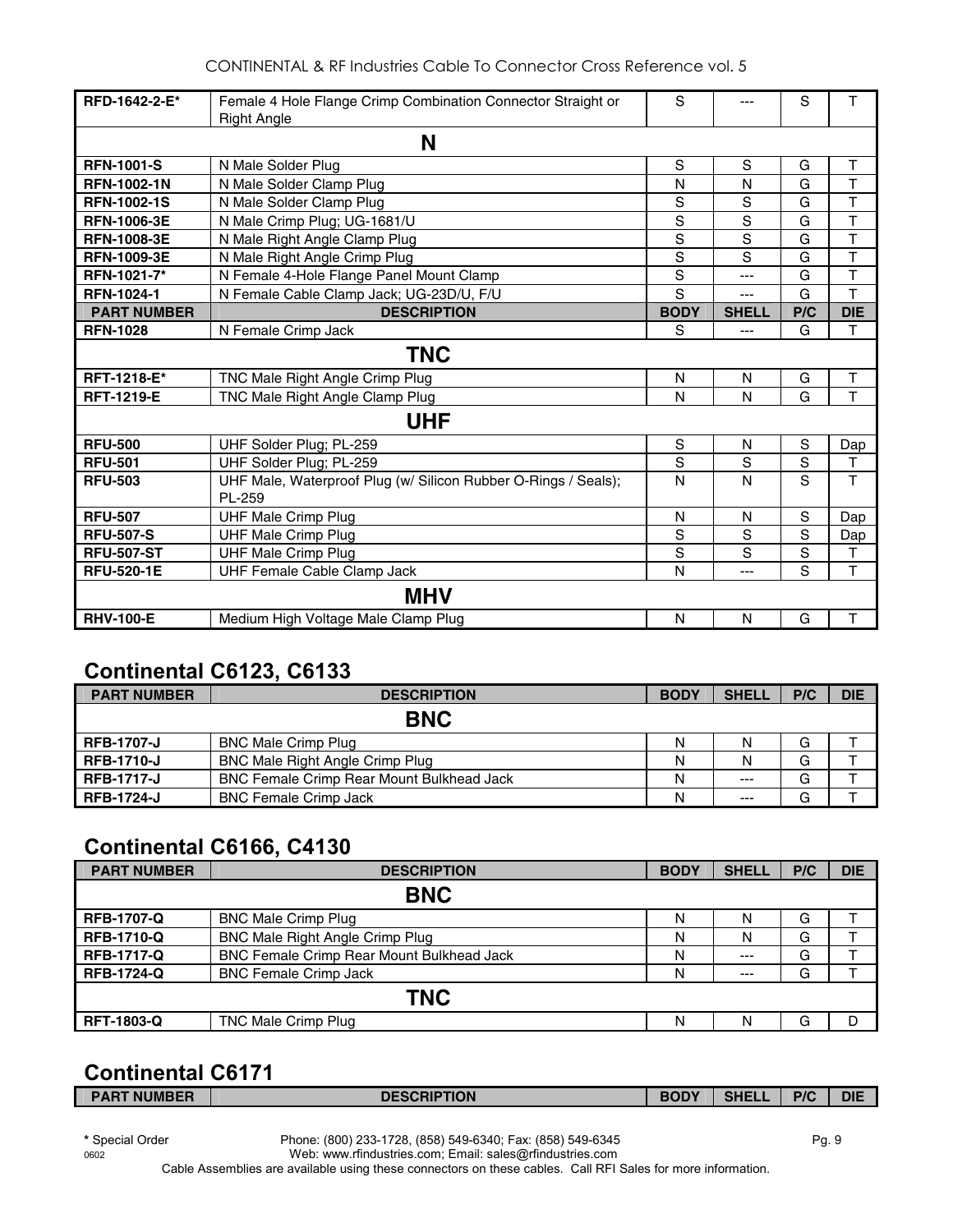| PART NUMBER | DESCRIPTION | BODY | SHELL | P/C | DIE |
|---|---|---|---|---|---|
| **RFD-1642-2-E*** | Female 4 Hole Flange Crimp Combination Connector Straight or Right Angle | S | --- | S | T |
| | **N** | | | | |
| **RFN-1001-S** | N Male Solder Plug | S | S | G | T |
| **RFN-1002-1N** | N Male Solder Clamp Plug | N | N | G | T |
| **RFN-1002-1S** | N Male Solder Clamp Plug | S | S | G | T |
| **RFN-1006-3E** | N Male Crimp Plug; UG-1681/U | S | S | G | T |
| **RFN-1008-3E** | N Male Right Angle Clamp Plug | S | S | G | T |
| **RFN-1009-3E** | N Male Right Angle Crimp Plug | S | S | G | T |
| **RFN-1021-7*** | N Female 4-Hole Flange Panel Mount Clamp | S | --- | G | T |
| **RFN-1024-1** | N Female Cable Clamp Jack; UG-23D/U, F/U | S | --- | G | T |
| **PART NUMBER** | **DESCRIPTION** | **BODY** | **SHELL** | **P/C** | **DIE** |
| **RFN-1028** | N Female Crimp Jack | S | --- | G | T |
| | **TNC** | | | | |
| **RFT-1218-E*** | TNC Male Right Angle Crimp Plug | N | N | G | T |
| **RFT-1219-E** | TNC Male Right Angle Clamp Plug | N | N | G | T |
| | **UHF** | | | | |
| **RFU-500** | UHF Solder Plug; PL-259 | S | N | S | Dap |
| **RFU-501** | UHF Solder Plug; PL-259 | S | S | S | T |
| **RFU-503** | UHF Male, Waterproof Plug (w/ Silicon Rubber O-Rings / Seals); PL-259 | N | N | S | T |
| **RFU-507** | UHF Male Crimp Plug | N | N | S | Dap |
| **RFU-507-S** | UHF Male Crimp Plug | S | S | S | Dap |
| **RFU-507-ST** | UHF Male Crimp Plug | S | S | S | T |
| **RFU-520-1E** | UHF Female Cable Clamp Jack | N | --- | S | T |
| | **MHV** | | | | |
| **RHV-100-E** | Medium High Voltage Male Clamp Plug | N | N | G | T |

## Continental C6123, C6133

| PART NUMBER | DESCRIPTION | BODY | SHELL | P/C | DIE |
|---|---|---|---|---|---|
| | **BNC** | | | | |
| **RFB-1707-J** | BNC Male Crimp Plug | N | N | G | T |
| **RFB-1710-J** | BNC Male Right Angle Crimp Plug | N | N | G | T |
| **RFB-1717-J** | BNC Female Crimp Rear Mount Bulkhead Jack | N | --- | G | T |
| **RFB-1724-J** | BNC Female Crimp Jack | N | --- | G | T |

## Continental C6166, C4130

| PART NUMBER | DESCRIPTION | BODY | SHELL | P/C | DIE |
|---|---|---|---|---|---|
| | **BNC** | | | | |
| **RFB-1707-Q** | BNC Male Crimp Plug | N | N | G | T |
| **RFB-1710-Q** | BNC Male Right Angle Crimp Plug | N | N | G | T |
| **RFB-1717-Q** | BNC Female Crimp Rear Mount Bulkhead Jack | N | --- | G | T |
| **RFB-1724-Q** | BNC Female Crimp Jack | N | --- | G | T |
| | **TNC** | | | | |
| **RFT-1803-Q** | TNC Male Crimp Plug | N | N | G | D |

## Continental C6171

| PART NUMBER | DESCRIPTION | BODY | SHELL | P/C | DIE |
|---|---|---|---|---|---|

**\*** Special Order

Phone: (800) 233-1728, (858) 549-6340; Fax: (858) 549-6345
Web: www.rfindustries.com; Email: sales@rfindustries.com

Cable Assemblies are available using these connectors on these cables. Call RFI Sales for more information.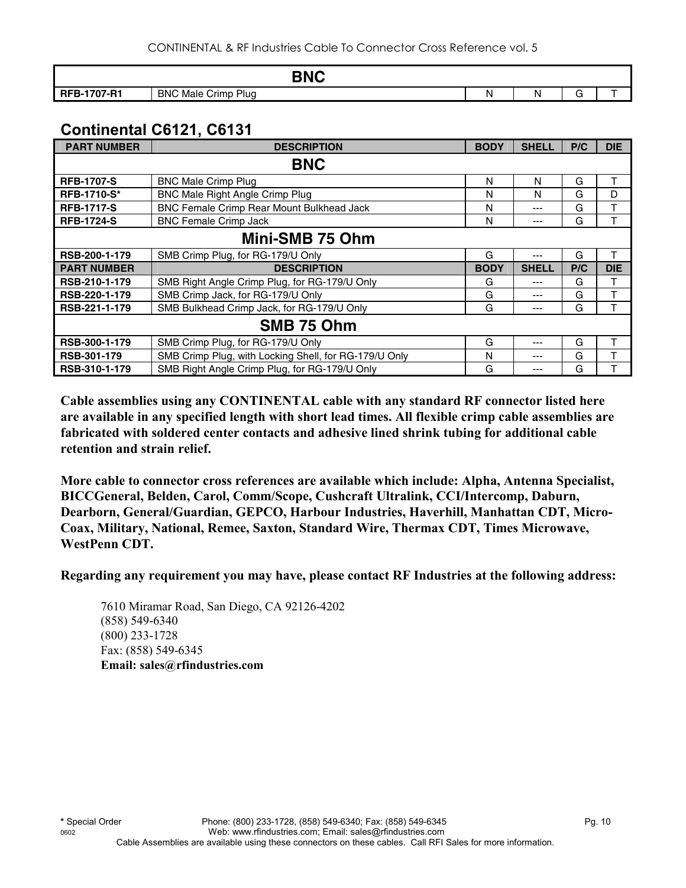| | | | | | |
|---|---|---|---|---|---|
| **BNC** | | | | | |
| **RFB-1707-R1** | BNC Male Crimp Plug | N | N | G | T |

## Continental C6121, C6131

| PART NUMBER | DESCRIPTION | BODY | SHELL | P/C | DIE |
|---|---|---|---|---|---|
| **BNC** | | | | | |
| **RFB-1707-S** | BNC Male Crimp Plug | N | N | G | T |
| **RFB-1710-S*** | BNC Male Right Angle Crimp Plug | N | N | G | D |
| **RFB-1717-S** | BNC Female Crimp Rear Mount Bulkhead Jack | N | --- | G | T |
| **RFB-1724-S** | BNC Female Crimp Jack | N | --- | G | T |
| **Mini-SMB 75 Ohm** | | | | | |
| **RSB-200-1-179** | SMB Crimp Plug, for RG-179/U Only | G | --- | G | T |
| **PART NUMBER** | **DESCRIPTION** | **BODY** | **SHELL** | **P/C** | **DIE** |
| **RSB-210-1-179** | SMB Right Angle Crimp Plug, for RG-179/U Only | G | --- | G | T |
| **RSB-220-1-179** | SMB Crimp Jack, for RG-179/U Only | G | --- | G | T |
| **RSB-221-1-179** | SMB Bulkhead Crimp Jack, for RG-179/U Only | G | --- | G | T |
| **SMB 75 Ohm** | | | | | |
| **RSB-300-1-179** | SMB Crimp Plug, for RG-179/U Only | G | --- | G | T |
| **RSB-301-179** | SMB Crimp Plug, with Locking Shell, for RG-179/U Only | N | --- | G | T |
| **RSB-310-1-179** | SMB Right Angle Crimp Plug, for RG-179/U Only | G | --- | G | T |

**Cable assemblies using any CONTINENTAL cable with any standard RF connector listed here are available in any specified length with short lead times. All flexible crimp cable assemblies are fabricated with soldered center contacts and adhesive lined shrink tubing for additional cable retention and strain relief.**

**More cable to connector cross references are available which include: Alpha, Antenna Specialist, BICCGeneral, Belden, Carol, Comm/Scope, Cushcraft Ultralink, CCI/Intercomp, Daburn, Dearborn, General/Guardian, GEPCO, Harbour Industries, Haverhill, Manhattan CDT, Micro-Coax, Military, National, Remee, Saxton, Standard Wire, Thermax CDT, Times Microwave, WestPenn CDT.**

**Regarding any requirement you may have, please contact RF Industries at the following address:**

7610 Miramar Road, San Diego, CA 92126-4202
(858) 549-6340
(800) 233-1728
Fax: (858) 549-6345
**Email: sales@rfindustries.com**

* Special Order

Cable Assemblies are available using these connectors on these cables. Call RFI Sales for more information.